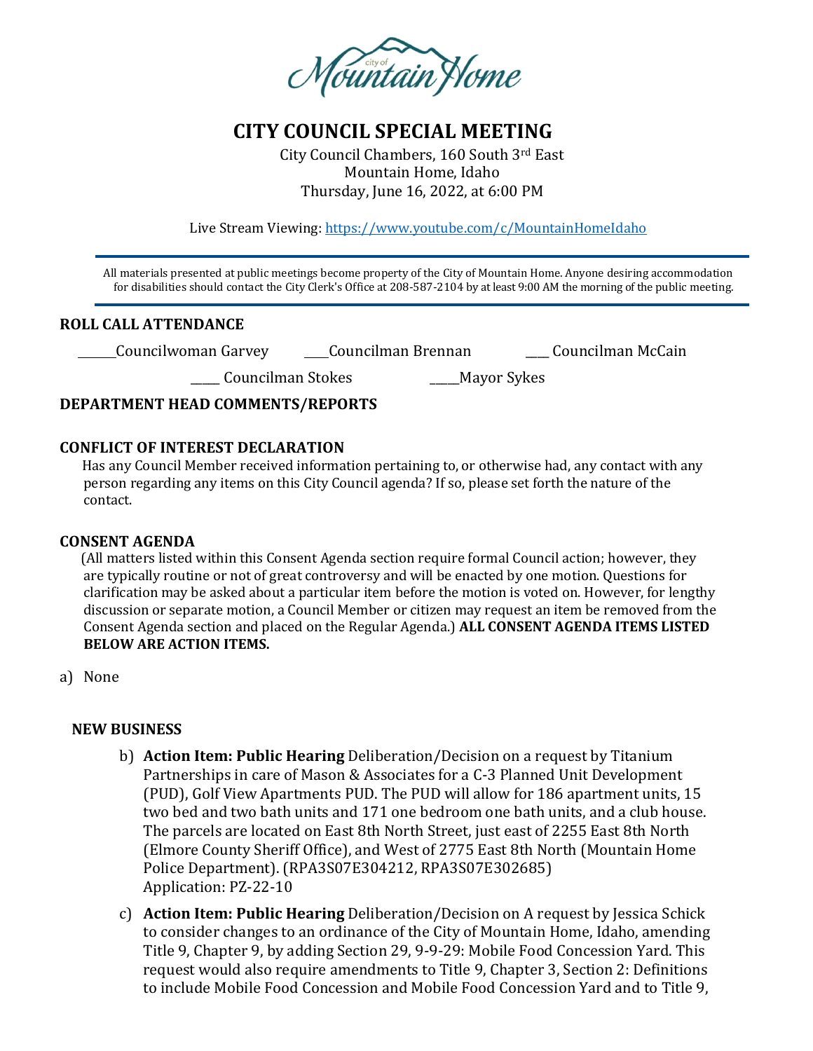# CITY COUNCIL SPECIAL MEETING

City Council Chambers, 160 South 3rd East
Mountain Home, Idaho
Thursday, June 16, 2022, at 6:00 PM

Live Stream Viewing: https://www.youtube.com/c/MountainHomeIdaho

All materials presented at public meetings become property of the City of Mountain Home. Anyone desiring accommodation for disabilities should contact the City Clerk's Office at 208-587-2104 by at least 9:00 AM the morning of the public meeting.

## ROLL CALL ATTENDANCE

______Councilwoman Garvey ____Councilman Brennan ___ Councilman McCain

____ Councilman Stokes ____Mayor Sykes

## DEPARTMENT HEAD COMMENTS/REPORTS

## CONFLICT OF INTEREST DECLARATION

Has any Council Member received information pertaining to, or otherwise had, any contact with any person regarding any items on this City Council agenda? If so, please set forth the nature of the contact.

## CONSENT AGENDA

(All matters listed within this Consent Agenda section require formal Council action; however, they are typically routine or not of great controversy and will be enacted by one motion. Questions for clarification may be asked about a particular item before the motion is voted on. However, for lengthy discussion or separate motion, a Council Member or citizen may request an item be removed from the Consent Agenda section and placed on the Regular Agenda.) **ALL CONSENT AGENDA ITEMS LISTED BELOW ARE ACTION ITEMS.**

a) None

## NEW BUSINESS

b) **Action Item: Public Hearing** Deliberation/Decision on a request by Titanium Partnerships in care of Mason & Associates for a C-3 Planned Unit Development (PUD), Golf View Apartments PUD. The PUD will allow for 186 apartment units, 15 two bed and two bath units and 171 one bedroom one bath units, and a club house. The parcels are located on East 8th North Street, just east of 2255 East 8th North (Elmore County Sheriff Office), and West of 2775 East 8th North (Mountain Home Police Department). (RPA3S07E304212, RPA3S07E302685) Application: PZ-22-10

c) **Action Item: Public Hearing** Deliberation/Decision on A request by Jessica Schick to consider changes to an ordinance of the City of Mountain Home, Idaho, amending Title 9, Chapter 9, by adding Section 29, 9-9-29: Mobile Food Concession Yard. This request would also require amendments to Title 9, Chapter 3, Section 2: Definitions to include Mobile Food Concession and Mobile Food Concession Yard and to Title 9,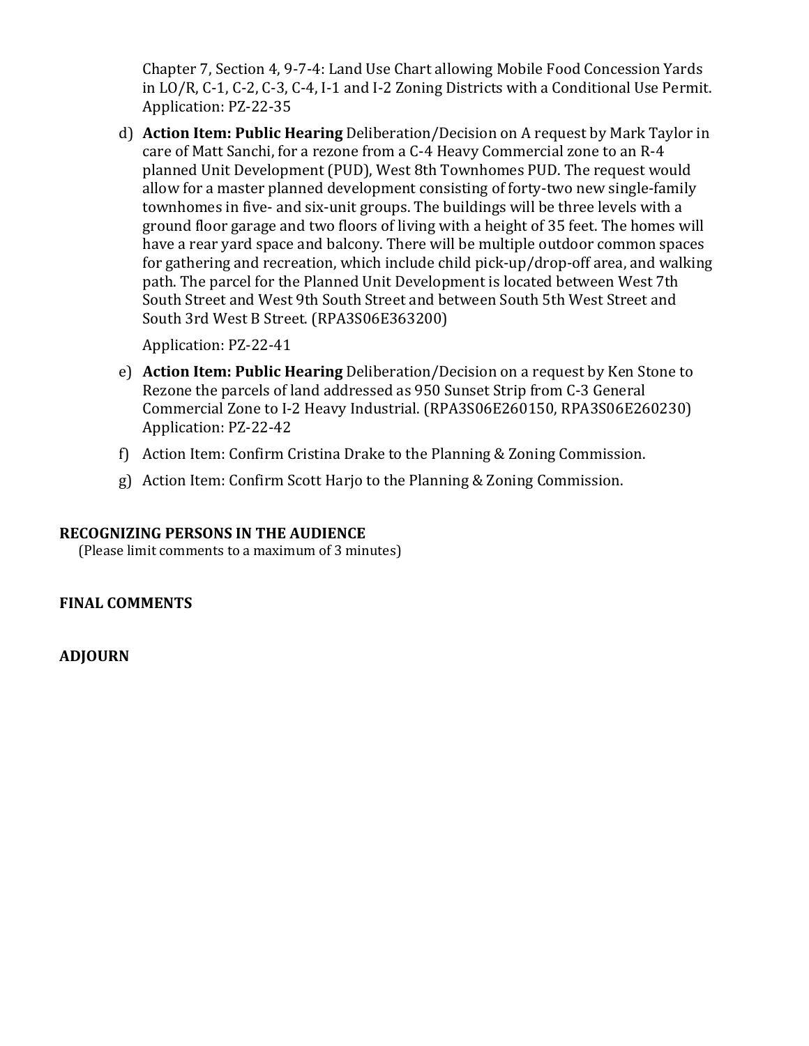Chapter 7, Section 4, 9-7-4: Land Use Chart allowing Mobile Food Concession Yards in LO/R, C-1, C-2, C-3, C-4, I-1 and I-2 Zoning Districts with a Conditional Use Permit. Application: PZ-22-35

d) **Action Item: Public Hearing** Deliberation/Decision on A request by Mark Taylor in care of Matt Sanchi, for a rezone from a C-4 Heavy Commercial zone to an R-4 planned Unit Development (PUD), West 8th Townhomes PUD. The request would allow for a master planned development consisting of forty-two new single-family townhomes in five- and six-unit groups. The buildings will be three levels with a ground floor garage and two floors of living with a height of 35 feet. The homes will have a rear yard space and balcony. There will be multiple outdoor common spaces for gathering and recreation, which include child pick-up/drop-off area, and walking path. The parcel for the Planned Unit Development is located between West 7th South Street and West 9th South Street and between South 5th West Street and South 3rd West B Street. (RPA3S06E363200)

   Application: PZ-22-41

e) **Action Item: Public Hearing** Deliberation/Decision on a request by Ken Stone to Rezone the parcels of land addressed as 950 Sunset Strip from C-3 General Commercial Zone to I-2 Heavy Industrial. (RPA3S06E260150, RPA3S06E260230) Application: PZ-22-42

f) Action Item: Confirm Cristina Drake to the Planning & Zoning Commission.

g) Action Item: Confirm Scott Harjo to the Planning & Zoning Commission.

**RECOGNIZING PERSONS IN THE AUDIENCE**
(Please limit comments to a maximum of 3 minutes)

**FINAL COMMENTS**

**ADJOURN**